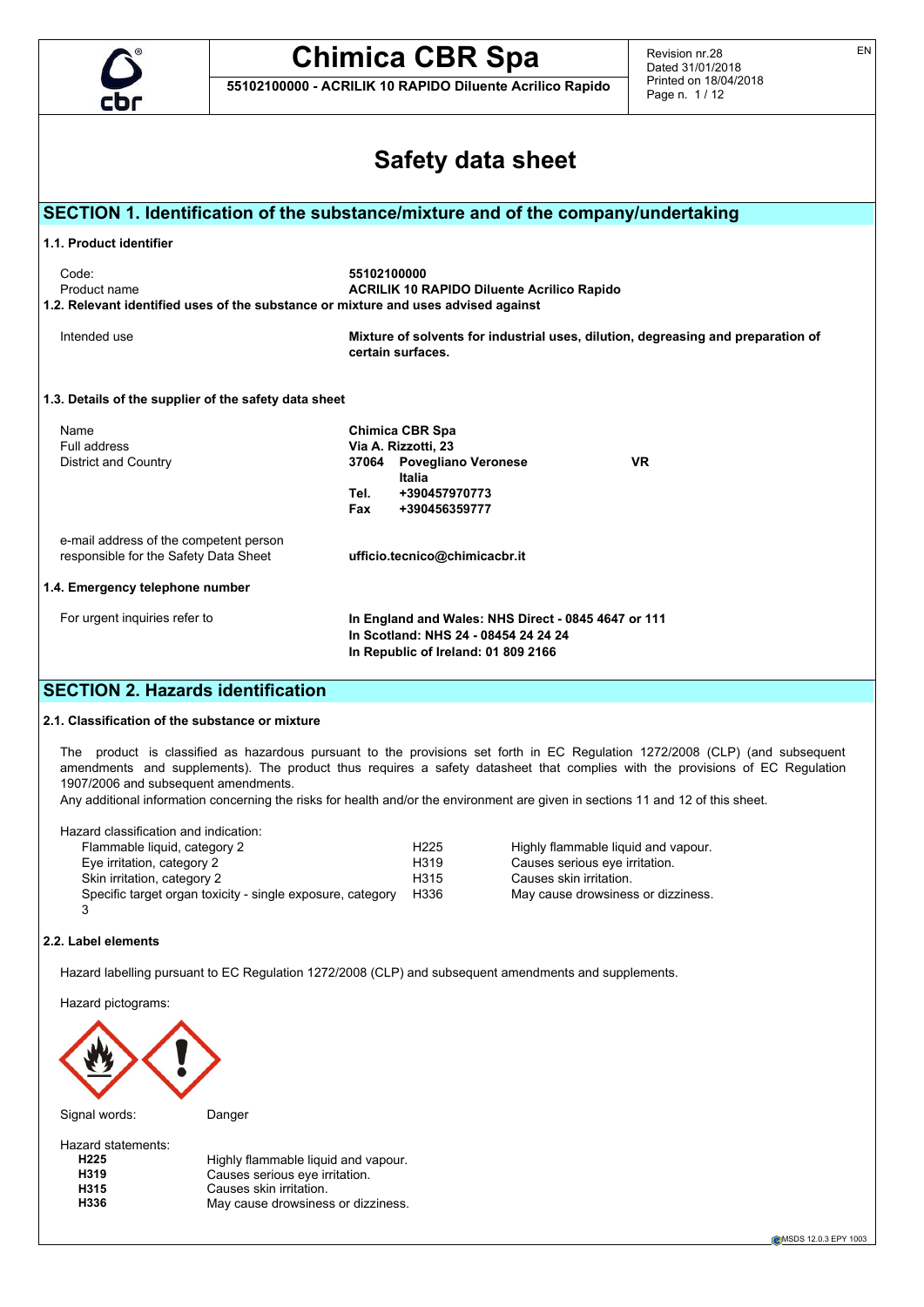# Safety data sheet

## SECTION 1. Identification of the substance/mixture and of the company/undertaking

### 1.1. Product identifier

| | |
|---|---|
| Code: | **55102100000** |
| Product name | **ACRILIK 10 RAPIDO Diluente Acrilico Rapido** |

### 1.2. Relevant identified uses of the substance or mixture and uses advised against

| | |
|---|---|
| Intended use | **Mixture of solvents for industrial uses, dilution, degreasing and preparation of certain surfaces.** |

### 1.3. Details of the supplier of the safety data sheet

| | |
|---|---|
| Name | **Chimica CBR Spa** |
| Full address | **Via A. Rizzotti, 23** |
| District and Country | **37064 Povegliano Veronese VR** |
| | **Italia** |
| | **Tel. +390457970773** |
| | **Fax +390456359777** |
| e-mail address of the competent person responsible for the Safety Data Sheet | **ufficio.tecnico@chimicacbr.it** |

### 1.4. Emergency telephone number

| | |
|---|---|
| For urgent inquiries refer to | **In England and Wales: NHS Direct - 0845 4647 or 111** |
| | **In Scotland: NHS 24 - 08454 24 24 24** |
| | **In Republic of Ireland: 01 809 2166** |

## SECTION 2. Hazards identification

### 2.1. Classification of the substance or mixture

The product is classified as hazardous pursuant to the provisions set forth in EC Regulation 1272/2008 (CLP) (and subsequent amendments and supplements). The product thus requires a safety datasheet that complies with the provisions of EC Regulation 1907/2006 and subsequent amendments.

Any additional information concerning the risks for health and/or the environment are given in sections 11 and 12 of this sheet.

Hazard classification and indication:

| | | |
|---|---|---|
| Flammable liquid, category 2 | H225 | Highly flammable liquid and vapour. |
| Eye irritation, category 2 | H319 | Causes serious eye irritation. |
| Skin irritation, category 2 | H315 | Causes skin irritation. |
| Specific target organ toxicity - single exposure, category 3 | H336 | May cause drowsiness or dizziness. |

### 2.2. Label elements

Hazard labelling pursuant to EC Regulation 1272/2008 (CLP) and subsequent amendments and supplements.

Hazard pictograms:

Signal words: Danger

Hazard statements:

| | |
|---|---|
| **H225** | Highly flammable liquid and vapour. |
| **H319** | Causes serious eye irritation. |
| **H315** | Causes skin irritation. |
| **H336** | May cause drowsiness or dizziness. |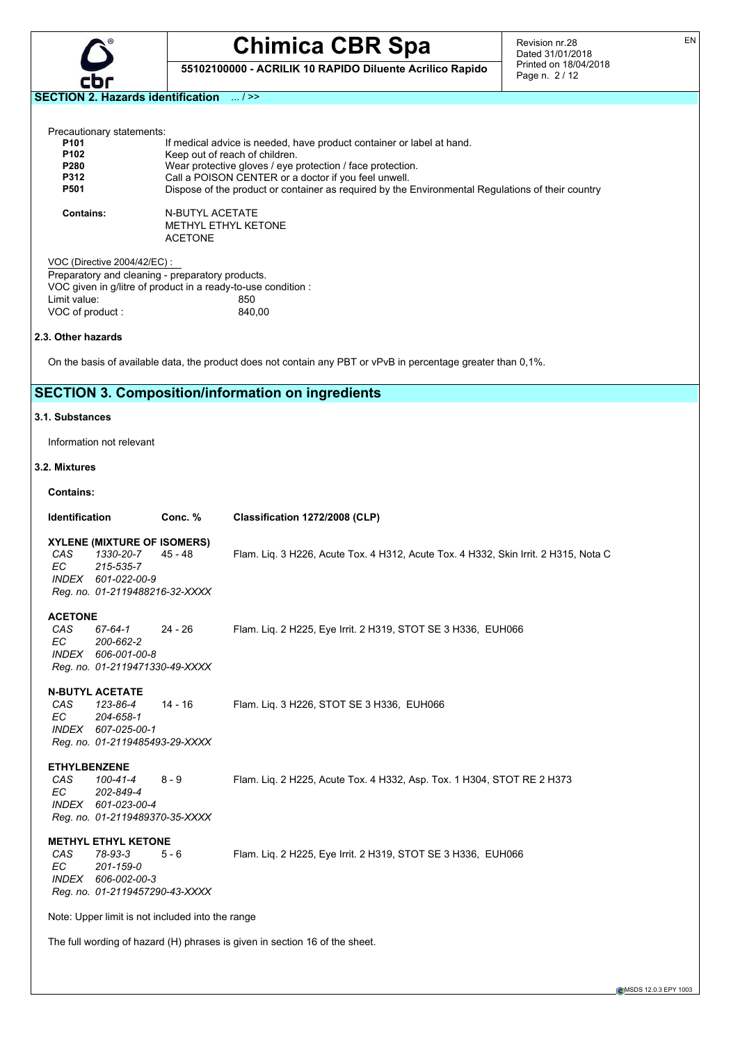## SECTION 2. Hazards identification ... / >>

Precautionary statements:

| | |
|---|---|
| **P101** | If medical advice is needed, have product container or label at hand. |
| **P102** | Keep out of reach of children. |
| **P280** | Wear protective gloves / eye protection / face protection. |
| **P312** | Call a POISON CENTER or a doctor if you feel unwell. |
| **P501** | Dispose of the product or container as required by the Environmental Regulations of their country |

**Contains:** N-BUTYL ACETATE
METHYL ETHYL KETONE
ACETONE

VOC (Directive 2004/42/EC) :
Preparatory and cleaning - preparatory products.
VOC given in g/litre of product in a ready-to-use condition :
Limit value: 850
VOC of product : 840,00

### 2.3. Other hazards

On the basis of available data, the product does not contain any PBT or vPvB in percentage greater than 0,1%.

## SECTION 3. Composition/information on ingredients

### 3.1. Substances

Information not relevant

### 3.2. Mixtures

**Contains:**

| **Identification** | **Conc. %** | **Classification 1272/2008 (CLP)** |
|---|---|---|
| **XYLENE (MIXTURE OF ISOMERS)** | | |
| *CAS 1330-20-7* | 45 - 48 | Flam. Liq. 3 H226, Acute Tox. 4 H312, Acute Tox. 4 H332, Skin Irrit. 2 H315, Nota C |
| *EC 215-535-7* | | |
| *INDEX 601-022-00-9* | | |
| *Reg. no. 01-2119488216-32-XXXX* | | |
| **ACETONE** | | |
| *CAS 67-64-1* | 24 - 26 | Flam. Liq. 2 H225, Eye Irrit. 2 H319, STOT SE 3 H336, EUH066 |
| *EC 200-662-2* | | |
| *INDEX 606-001-00-8* | | |
| *Reg. no. 01-2119471330-49-XXXX* | | |
| **N-BUTYL ACETATE** | | |
| *CAS 123-86-4* | 14 - 16 | Flam. Liq. 3 H226, STOT SE 3 H336, EUH066 |
| *EC 204-658-1* | | |
| *INDEX 607-025-00-1* | | |
| *Reg. no. 01-2119485493-29-XXXX* | | |
| **ETHYLBENZENE** | | |
| *CAS 100-41-4* | 8 - 9 | Flam. Liq. 2 H225, Acute Tox. 4 H332, Asp. Tox. 1 H304, STOT RE 2 H373 |
| *EC 202-849-4* | | |
| *INDEX 601-023-00-4* | | |
| *Reg. no. 01-2119489370-35-XXXX* | | |
| **METHYL ETHYL KETONE** | | |
| *CAS 78-93-3* | 5 - 6 | Flam. Liq. 2 H225, Eye Irrit. 2 H319, STOT SE 3 H336, EUH066 |
| *EC 201-159-0* | | |
| *INDEX 606-002-00-3* | | |
| *Reg. no. 01-2119457290-43-XXXX* | | |

Note: Upper limit is not included into the range

The full wording of hazard (H) phrases is given in section 16 of the sheet.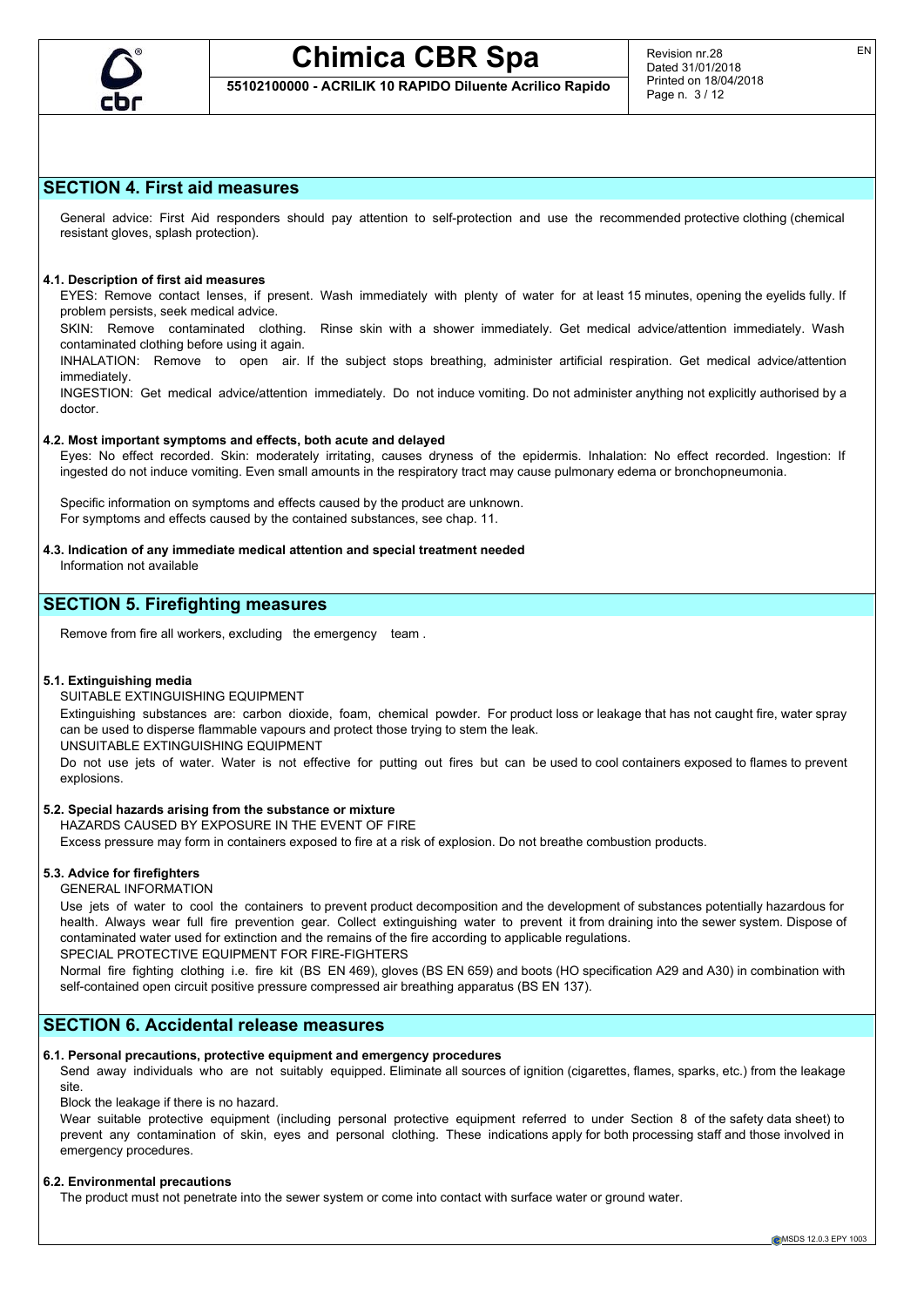## SECTION 4. First aid measures

General advice: First Aid responders should pay attention to self-protection and use the recommended protective clothing (chemical resistant gloves, splash protection).

### 4.1. Description of first aid measures

EYES: Remove contact lenses, if present. Wash immediately with plenty of water for at least 15 minutes, opening the eyelids fully. If problem persists, seek medical advice.

SKIN: Remove contaminated clothing. Rinse skin with a shower immediately. Get medical advice/attention immediately. Wash contaminated clothing before using it again.

INHALATION: Remove to open air. If the subject stops breathing, administer artificial respiration. Get medical advice/attention immediately.

INGESTION: Get medical advice/attention immediately. Do not induce vomiting. Do not administer anything not explicitly authorised by a doctor.

### 4.2. Most important symptoms and effects, both acute and delayed

Eyes: No effect recorded. Skin: moderately irritating, causes dryness of the epidermis. Inhalation: No effect recorded. Ingestion: If ingested do not induce vomiting. Even small amounts in the respiratory tract may cause pulmonary edema or bronchopneumonia.

Specific information on symptoms and effects caused by the product are unknown.
For symptoms and effects caused by the contained substances, see chap. 11.

### 4.3. Indication of any immediate medical attention and special treatment needed

Information not available

## SECTION 5. Firefighting measures

Remove from fire all workers, excluding the emergency team .

### 5.1. Extinguishing media

SUITABLE EXTINGUISHING EQUIPMENT

Extinguishing substances are: carbon dioxide, foam, chemical powder. For product loss or leakage that has not caught fire, water spray can be used to disperse flammable vapours and protect those trying to stem the leak.

UNSUITABLE EXTINGUISHING EQUIPMENT

Do not use jets of water. Water is not effective for putting out fires but can be used to cool containers exposed to flames to prevent explosions.

### 5.2. Special hazards arising from the substance or mixture

HAZARDS CAUSED BY EXPOSURE IN THE EVENT OF FIRE

Excess pressure may form in containers exposed to fire at a risk of explosion. Do not breathe combustion products.

### 5.3. Advice for firefighters

GENERAL INFORMATION

Use jets of water to cool the containers to prevent product decomposition and the development of substances potentially hazardous for health. Always wear full fire prevention gear. Collect extinguishing water to prevent it from draining into the sewer system. Dispose of contaminated water used for extinction and the remains of the fire according to applicable regulations.

SPECIAL PROTECTIVE EQUIPMENT FOR FIRE-FIGHTERS

Normal fire fighting clothing i.e. fire kit (BS EN 469), gloves (BS EN 659) and boots (HO specification A29 and A30) in combination with self-contained open circuit positive pressure compressed air breathing apparatus (BS EN 137).

## SECTION 6. Accidental release measures

### 6.1. Personal precautions, protective equipment and emergency procedures

Send away individuals who are not suitably equipped. Eliminate all sources of ignition (cigarettes, flames, sparks, etc.) from the leakage site.

Block the leakage if there is no hazard.

Wear suitable protective equipment (including personal protective equipment referred to under Section 8 of the safety data sheet) to prevent any contamination of skin, eyes and personal clothing. These indications apply for both processing staff and those involved in emergency procedures.

### 6.2. Environmental precautions

The product must not penetrate into the sewer system or come into contact with surface water or ground water.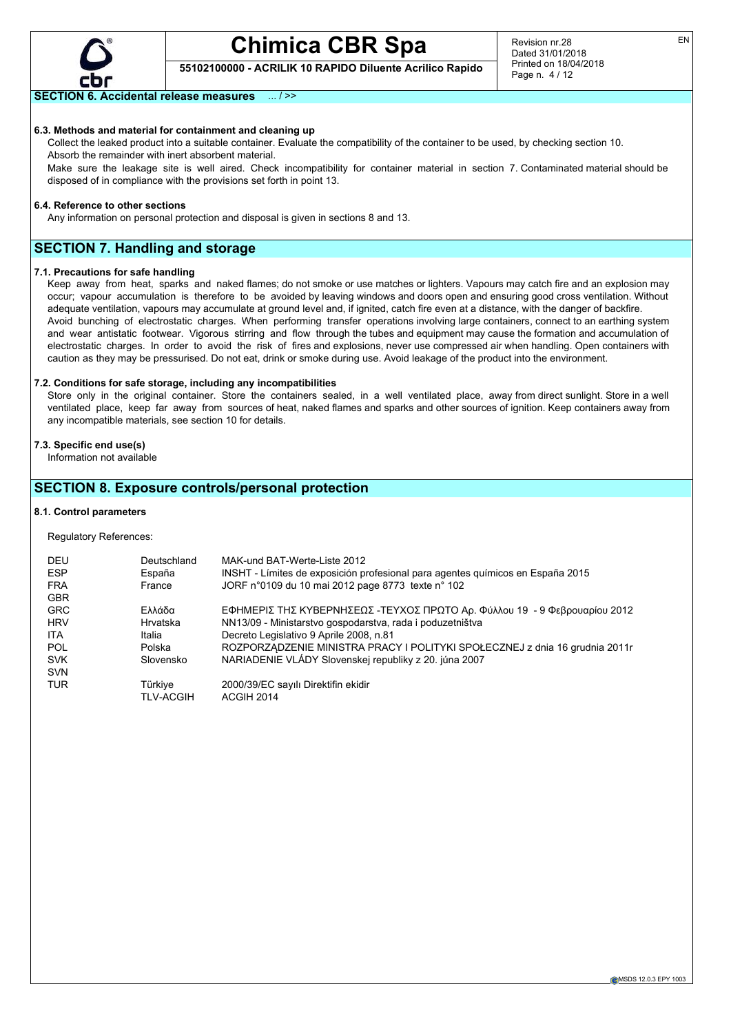## SECTION 6. Accidental release measures ... / >>

### 6.3. Methods and material for containment and cleaning up

Collect the leaked product into a suitable container. Evaluate the compatibility of the container to be used, by checking section 10. Absorb the remainder with inert absorbent material.

Make sure the leakage site is well aired. Check incompatibility for container material in section 7. Contaminated material should be disposed of in compliance with the provisions set forth in point 13.

### 6.4. Reference to other sections

Any information on personal protection and disposal is given in sections 8 and 13.

## SECTION 7. Handling and storage

### 7.1. Precautions for safe handling

Keep away from heat, sparks and naked flames; do not smoke or use matches or lighters. Vapours may catch fire and an explosion may occur; vapour accumulation is therefore to be avoided by leaving windows and doors open and ensuring good cross ventilation. Without adequate ventilation, vapours may accumulate at ground level and, if ignited, catch fire even at a distance, with the danger of backfire. Avoid bunching of electrostatic charges. When performing transfer operations involving large containers, connect to an earthing system and wear antistatic footwear. Vigorous stirring and flow through the tubes and equipment may cause the formation and accumulation of electrostatic charges. In order to avoid the risk of fires and explosions, never use compressed air when handling. Open containers with caution as they may be pressurised. Do not eat, drink or smoke during use. Avoid leakage of the product into the environment.

### 7.2. Conditions for safe storage, including any incompatibilities

Store only in the original container. Store the containers sealed, in a well ventilated place, away from direct sunlight. Store in a well ventilated place, keep far away from sources of heat, naked flames and sparks and other sources of ignition. Keep containers away from any incompatible materials, see section 10 for details.

### 7.3. Specific end use(s)

Information not available

## SECTION 8. Exposure controls/personal protection

### 8.1. Control parameters

Regulatory References:

| | | |
|---|---|---|
| DEU | Deutschland | MAK-und BAT-Werte-Liste 2012 |
| ESP | España | INSHT - Límites de exposición profesional para agentes químicos en España 2015 |
| FRA | France | JORF n°0109 du 10 mai 2012 page 8773 texte n° 102 |
| GBR | | |
| GRC | Ελλάδα | ΕΦΗΜΕΡΙΣ ΤΗΣ ΚΥΒΕΡΝΗΣΕΩΣ -ΤΕΥΧΟΣ ΠΡΩΤΟ Αρ. Φύλλου 19 - 9 Φεβρουαρίου 2012 |
| HRV | Hrvatska | NN13/09 - Ministarstvo gospodarstva, rada i poduzetništva |
| ITA | Italia | Decreto Legislativo 9 Aprile 2008, n.81 |
| POL | Polska | ROZPORZĄDZENIE MINISTRA PRACY I POLITYKI SPOŁECZNEJ z dnia 16 grudnia 2011r |
| SVK | Slovensko | NARIADENIE VLÁDY Slovenskej republiky z 20. júna 2007 |
| SVN | | |
| TUR | Türkiye | 2000/39/EC sayılı Direktifin ekidir |
| | TLV-ACGIH | ACGIH 2014 |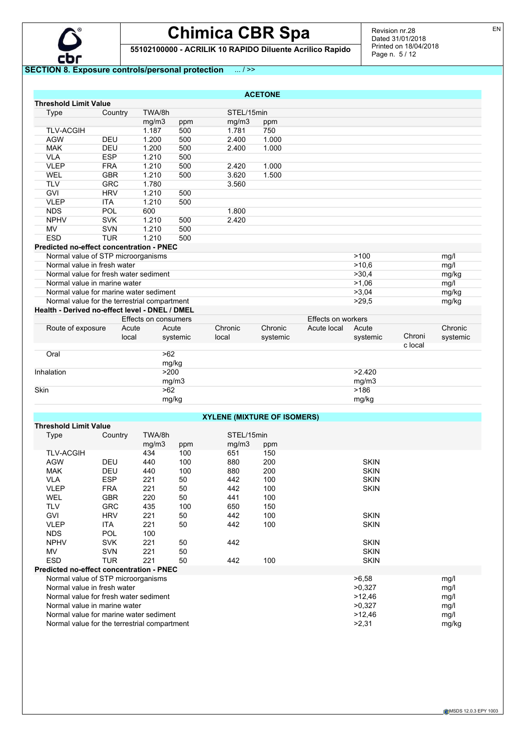## SECTION 8. Exposure controls/personal protection ... / >>

### ACETONE

**Threshold Limit Value**

| Type | Country | TWA/8h | | STEL/15min | | |
|---|---|---|---|---|---|---|
| | | mg/m3 | ppm | mg/m3 | ppm | |
| TLV-ACGIH | | 1.187 | 500 | 1.781 | 750 | |
| AGW | DEU | 1.200 | 500 | 2.400 | 1.000 | |
| MAK | DEU | 1.200 | 500 | 2.400 | 1.000 | |
| VLA | ESP | 1.210 | 500 | | | |
| VLEP | FRA | 1.210 | 500 | 2.420 | 1.000 | |
| WEL | GBR | 1.210 | 500 | 3.620 | 1.500 | |
| TLV | GRC | 1.780 | | 3.560 | | |
| GVI | HRV | 1.210 | 500 | | | |
| VLEP | ITA | 1.210 | 500 | | | |
| NDS | POL | 600 | | 1.800 | | |
| NPHV | SVK | 1.210 | 500 | 2.420 | | |
| MV | SVN | 1.210 | 500 | | | |
| ESD | TUR | 1.210 | 500 | | | |

**Predicted no-effect concentration - PNEC**

| | | |
|---|---|---|
| Normal value of STP microorganisms | >100 | mg/l |
| Normal value in fresh water | >10,6 | mg/l |
| Normal value for fresh water sediment | >30,4 | mg/kg |
| Normal value in marine water | >1,06 | mg/l |
| Normal value for marine water sediment | >3,04 | mg/kg |
| Normal value for the terrestrial compartment | >29,5 | mg/kg |

**Health - Derived no-effect level - DNEL / DMEL**

| | Effects on consumers | | | | Effects on workers | | | |
|---|---|---|---|---|---|---|---|---|
| Route of exposure | Acute local | Acute systemic | Chronic local | Chronic systemic | Acute local | Acute systemic | Chronic local | Chronic systemic |
| Oral | | >62 mg/kg | | | | | | |
| Inhalation | | >200 mg/m3 | | | | >2.420 mg/m3 | | |
| Skin | | >62 mg/kg | | | | >186 mg/kg | | |

### XYLENE (MIXTURE OF ISOMERS)

**Threshold Limit Value**

| Type | Country | TWA/8h | | STEL/15min | | |
|---|---|---|---|---|---|---|
| | | mg/m3 | ppm | mg/m3 | ppm | |
| TLV-ACGIH | | 434 | 100 | 651 | 150 | |
| AGW | DEU | 440 | 100 | 880 | 200 | SKIN |
| MAK | DEU | 440 | 100 | 880 | 200 | SKIN |
| VLA | ESP | 221 | 50 | 442 | 100 | SKIN |
| VLEP | FRA | 221 | 50 | 442 | 100 | SKIN |
| WEL | GBR | 220 | 50 | 441 | 100 | |
| TLV | GRC | 435 | 100 | 650 | 150 | |
| GVI | HRV | 221 | 50 | 442 | 100 | SKIN |
| VLEP | ITA | 221 | 50 | 442 | 100 | SKIN |
| NDS | POL | 100 | | | | |
| NPHV | SVK | 221 | 50 | 442 | | SKIN |
| MV | SVN | 221 | 50 | | | SKIN |
| ESD | TUR | 221 | 50 | 442 | 100 | SKIN |

**Predicted no-effect concentration - PNEC**

| | | |
|---|---|---|
| Normal value of STP microorganisms | >6,58 | mg/l |
| Normal value in fresh water | >0,327 | mg/l |
| Normal value for fresh water sediment | >12,46 | mg/l |
| Normal value in marine water | >0,327 | mg/l |
| Normal value for marine water sediment | >12,46 | mg/l |
| Normal value for the terrestrial compartment | >2,31 | mg/kg |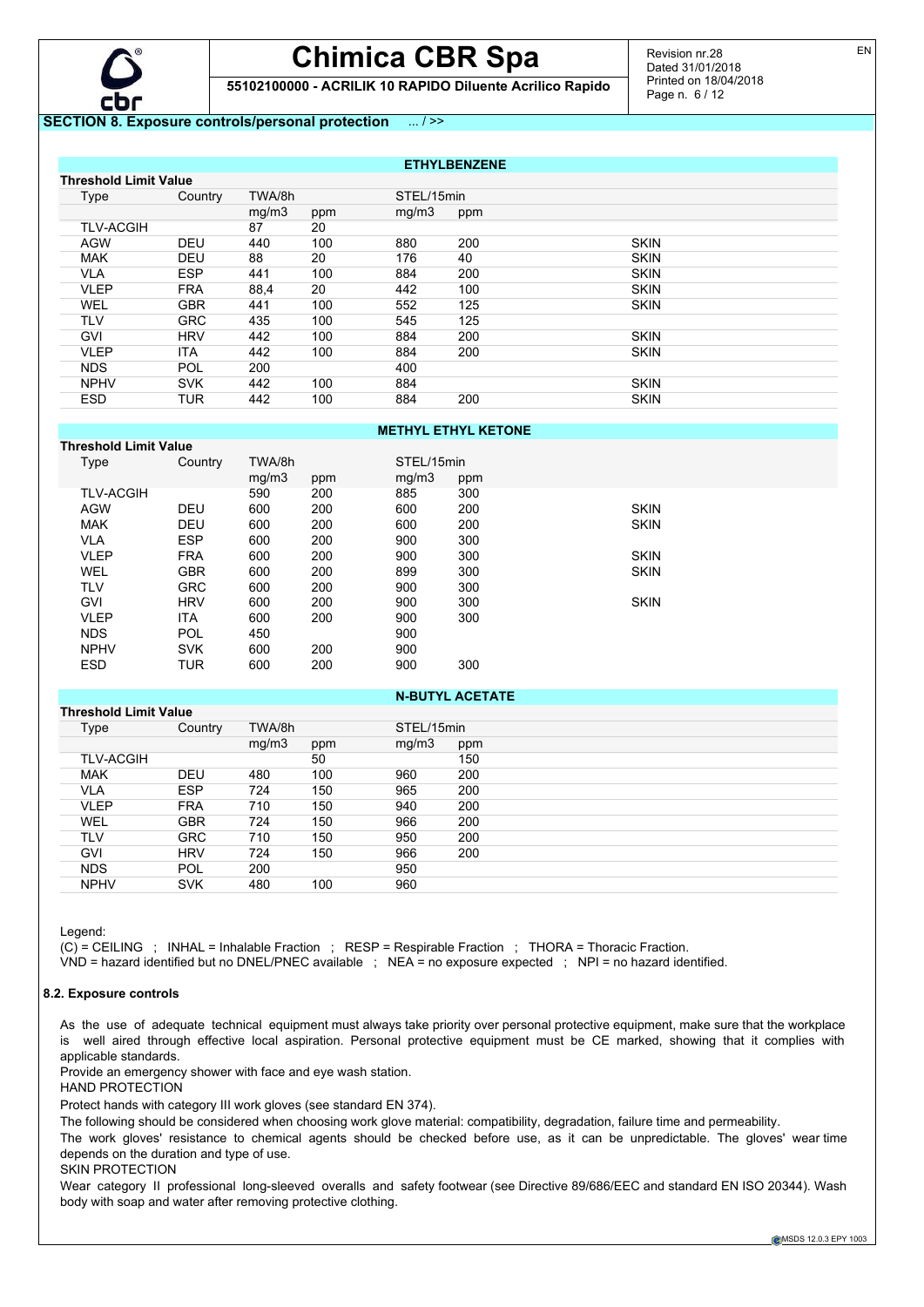## SECTION 8. Exposure controls/personal protection ... / >>

**ETHYLBENZENE**

| Threshold Limit Value | | | | | | |
|---|---|---|---|---|---|---|
| Type | Country | TWA/8h | | STEL/15min | | |
| | | mg/m3 | ppm | mg/m3 | ppm | |
| TLV-ACGIH | | 87 | 20 | | | |
| AGW | DEU | 440 | 100 | 880 | 200 | SKIN |
| MAK | DEU | 88 | 20 | 176 | 40 | SKIN |
| VLA | ESP | 441 | 100 | 884 | 200 | SKIN |
| VLEP | FRA | 88,4 | 20 | 442 | 100 | SKIN |
| WEL | GBR | 441 | 100 | 552 | 125 | SKIN |
| TLV | GRC | 435 | 100 | 545 | 125 | |
| GVI | HRV | 442 | 100 | 884 | 200 | SKIN |
| VLEP | ITA | 442 | 100 | 884 | 200 | SKIN |
| NDS | POL | 200 | | 400 | | |
| NPHV | SVK | 442 | 100 | 884 | | SKIN |
| ESD | TUR | 442 | 100 | 884 | 200 | SKIN |

**METHYL ETHYL KETONE**

| Threshold Limit Value | | | | | | |
|---|---|---|---|---|---|---|
| Type | Country | TWA/8h | | STEL/15min | | |
| | | mg/m3 | ppm | mg/m3 | ppm | |
| TLV-ACGIH | | 590 | 200 | 885 | 300 | |
| AGW | DEU | 600 | 200 | 600 | 200 | SKIN |
| MAK | DEU | 600 | 200 | 600 | 200 | SKIN |
| VLA | ESP | 600 | 200 | 900 | 300 | |
| VLEP | FRA | 600 | 200 | 900 | 300 | SKIN |
| WEL | GBR | 600 | 200 | 899 | 300 | SKIN |
| TLV | GRC | 600 | 200 | 900 | 300 | |
| GVI | HRV | 600 | 200 | 900 | 300 | SKIN |
| VLEP | ITA | 600 | 200 | 900 | 300 | |
| NDS | POL | 450 | | 900 | | |
| NPHV | SVK | 600 | 200 | 900 | | |
| ESD | TUR | 600 | 200 | 900 | 300 | |

**N-BUTYL ACETATE**

| Threshold Limit Value | | | | | |
|---|---|---|---|---|---|
| Type | Country | TWA/8h | | STEL/15min | |
| | | mg/m3 | ppm | mg/m3 | ppm |
| TLV-ACGIH | | | 50 | | 150 |
| MAK | DEU | 480 | 100 | 960 | 200 |
| VLA | ESP | 724 | 150 | 965 | 200 |
| VLEP | FRA | 710 | 150 | 940 | 200 |
| WEL | GBR | 724 | 150 | 966 | 200 |
| TLV | GRC | 710 | 150 | 950 | 200 |
| GVI | HRV | 724 | 150 | 966 | 200 |
| NDS | POL | 200 | | 950 | |
| NPHV | SVK | 480 | 100 | 960 | |

Legend:

(C) = CEILING ; INHAL = Inhalable Fraction ; RESP = Respirable Fraction ; THORA = Thoracic Fraction.
VND = hazard identified but no DNEL/PNEC available ; NEA = no exposure expected ; NPI = no hazard identified.

### 8.2. Exposure controls

As the use of adequate technical equipment must always take priority over personal protective equipment, make sure that the workplace is well aired through effective local aspiration. Personal protective equipment must be CE marked, showing that it complies with applicable standards.

Provide an emergency shower with face and eye wash station.

HAND PROTECTION

Protect hands with category III work gloves (see standard EN 374).

The following should be considered when choosing work glove material: compatibility, degradation, failure time and permeability.

The work gloves' resistance to chemical agents should be checked before use, as it can be unpredictable. The gloves' wear time depends on the duration and type of use.

SKIN PROTECTION

Wear category II professional long-sleeved overalls and safety footwear (see Directive 89/686/EEC and standard EN ISO 20344). Wash body with soap and water after removing protective clothing.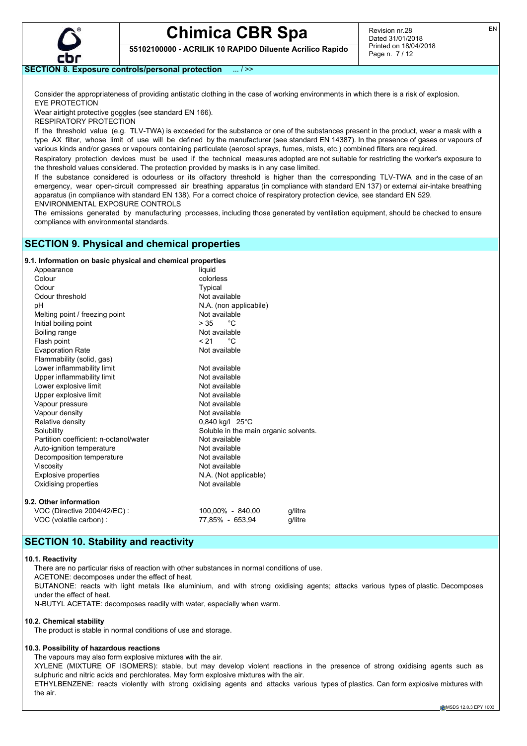## SECTION 8. Exposure controls/personal protection ... / >>

Consider the appropriateness of providing antistatic clothing in the case of working environments in which there is a risk of explosion.

EYE PROTECTION

Wear airtight protective goggles (see standard EN 166).

RESPIRATORY PROTECTION

If the threshold value (e.g. TLV-TWA) is exceeded for the substance or one of the substances present in the product, wear a mask with a type AX filter, whose limit of use will be defined by the manufacturer (see standard EN 14387). In the presence of gases or vapours of various kinds and/or gases or vapours containing particulate (aerosol sprays, fumes, mists, etc.) combined filters are required.

Respiratory protection devices must be used if the technical measures adopted are not suitable for restricting the worker's exposure to the threshold values considered. The protection provided by masks is in any case limited.

If the substance considered is odourless or its olfactory threshold is higher than the corresponding TLV-TWA and in the case of an emergency, wear open-circuit compressed air breathing apparatus (in compliance with standard EN 137) or external air-intake breathing apparatus (in compliance with standard EN 138). For a correct choice of respiratory protection device, see standard EN 529.

ENVIRONMENTAL EXPOSURE CONTROLS

The emissions generated by manufacturing processes, including those generated by ventilation equipment, should be checked to ensure compliance with environmental standards.

## SECTION 9. Physical and chemical properties

### 9.1. Information on basic physical and chemical properties

| Property | Value |
|---|---|
| Appearance | liquid |
| Colour | colorless |
| Odour | Typical |
| Odour threshold | Not available |
| pH | N.A. (non applicabile) |
| Melting point / freezing point | Not available |
| Initial boiling point | > 35 °C |
| Boiling range | Not available |
| Flash point | < 21 °C |
| Evaporation Rate | Not available |
| Flammability (solid, gas) | |
| Lower inflammability limit | Not available |
| Upper inflammability limit | Not available |
| Lower explosive limit | Not available |
| Upper explosive limit | Not available |
| Vapour pressure | Not available |
| Vapour density | Not available |
| Relative density | 0,840 kg/l 25°C |
| Solubility | Soluble in the main organic solvents. |
| Partition coefficient: n-octanol/water | Not available |
| Auto-ignition temperature | Not available |
| Decomposition temperature | Not available |
| Viscosity | Not available |
| Explosive properties | N.A. (Not applicable) |
| Oxidising properties | Not available |

### 9.2. Other information

| | | |
|---|---|---|
| VOC (Directive 2004/42/EC) : | 100,00% - 840,00 | g/litre |
| VOC (volatile carbon) : | 77,85% - 653,94 | g/litre |

## SECTION 10. Stability and reactivity

### 10.1. Reactivity

There are no particular risks of reaction with other substances in normal conditions of use.

ACETONE: decomposes under the effect of heat.

BUTANONE: reacts with light metals like aluminium, and with strong oxidising agents; attacks various types of plastic. Decomposes under the effect of heat.

N-BUTYL ACETATE: decomposes readily with water, especially when warm.

### 10.2. Chemical stability

The product is stable in normal conditions of use and storage.

### 10.3. Possibility of hazardous reactions

The vapours may also form explosive mixtures with the air.

XYLENE (MIXTURE OF ISOMERS): stable, but may develop violent reactions in the presence of strong oxidising agents such as sulphuric and nitric acids and perchlorates. May form explosive mixtures with the air.

ETHYLBENZENE: reacts violently with strong oxidising agents and attacks various types of plastics. Can form explosive mixtures with the air.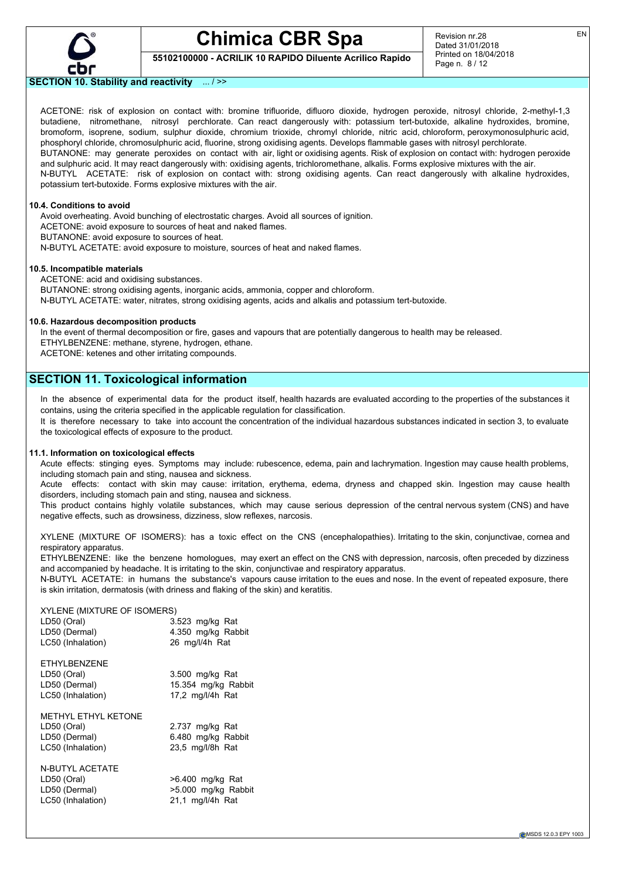**SECTION 10. Stability and reactivity** ... / >>

ACETONE: risk of explosion on contact with: bromine trifluoride, difluoro dioxide, hydrogen peroxide, nitrosyl chloride, 2-methyl-1,3 butadiene, nitromethane, nitrosyl perchlorate. Can react dangerously with: potassium tert-butoxide, alkaline hydroxides, bromine, bromoform, isoprene, sodium, sulphur dioxide, chromium trioxide, chromyl chloride, nitric acid, chloroform, peroxymonosulphuric acid, phosphoryl chloride, chromosulphuric acid, fluorine, strong oxidising agents. Develops flammable gases with nitrosyl perchlorate.
BUTANONE: may generate peroxides on contact with air, light or oxidising agents. Risk of explosion on contact with: hydrogen peroxide and sulphuric acid. It may react dangerously with: oxidising agents, trichloromethane, alkalis. Forms explosive mixtures with the air.
N-BUTYL ACETATE: risk of explosion on contact with: strong oxidising agents. Can react dangerously with alkaline hydroxides, potassium tert-butoxide. Forms explosive mixtures with the air.

### 10.4. Conditions to avoid

Avoid overheating. Avoid bunching of electrostatic charges. Avoid all sources of ignition.
ACETONE: avoid exposure to sources of heat and naked flames.
BUTANONE: avoid exposure to sources of heat.
N-BUTYL ACETATE: avoid exposure to moisture, sources of heat and naked flames.

### 10.5. Incompatible materials

ACETONE: acid and oxidising substances.
BUTANONE: strong oxidising agents, inorganic acids, ammonia, copper and chloroform.
N-BUTYL ACETATE: water, nitrates, strong oxidising agents, acids and alkalis and potassium tert-butoxide.

### 10.6. Hazardous decomposition products

In the event of thermal decomposition or fire, gases and vapours that are potentially dangerous to health may be released.
ETHYLBENZENE: methane, styrene, hydrogen, ethane.
ACETONE: ketenes and other irritating compounds.

## SECTION 11. Toxicological information

In the absence of experimental data for the product itself, health hazards are evaluated according to the properties of the substances it contains, using the criteria specified in the applicable regulation for classification.
It is therefore necessary to take into account the concentration of the individual hazardous substances indicated in section 3, to evaluate the toxicological effects of exposure to the product.

### 11.1. Information on toxicological effects

Acute effects: stinging eyes. Symptoms may include: rubescence, edema, pain and lachrymation. Ingestion may cause health problems, including stomach pain and sting, nausea and sickness.
Acute effects: contact with skin may cause: irritation, erythema, edema, dryness and chapped skin. Ingestion may cause health disorders, including stomach pain and sting, nausea and sickness.
This product contains highly volatile substances, which may cause serious depression of the central nervous system (CNS) and have negative effects, such as drowsiness, dizziness, slow reflexes, narcosis.

XYLENE (MIXTURE OF ISOMERS): has a toxic effect on the CNS (encephalopathies). Irritating to the skin, conjunctivae, cornea and respiratory apparatus.
ETHYLBENZENE: like the benzene homologues, may exert an effect on the CNS with depression, narcosis, often preceded by dizziness and accompanied by headache. It is irritating to the skin, conjunctivae and respiratory apparatus.
N-BUTYL ACETATE: in humans the substance's vapours cause irritation to the eues and nose. In the event of repeated exposure, there is skin irritation, dermatosis (with driness and flaking of the skin) and keratitis.

XYLENE (MIXTURE OF ISOMERS)

| | |
|---|---|
| LD50 (Oral) | 3.523 mg/kg Rat |
| LD50 (Dermal) | 4.350 mg/kg Rabbit |
| LC50 (Inhalation) | 26 mg/l/4h Rat |

ETHYLBENZENE

| | |
|---|---|
| LD50 (Oral) | 3.500 mg/kg Rat |
| LD50 (Dermal) | 15.354 mg/kg Rabbit |
| LC50 (Inhalation) | 17,2 mg/l/4h Rat |

METHYL ETHYL KETONE

| | |
|---|---|
| LD50 (Oral) | 2.737 mg/kg Rat |
| LD50 (Dermal) | 6.480 mg/kg Rabbit |
| LC50 (Inhalation) | 23,5 mg/l/8h Rat |

N-BUTYL ACETATE

| | |
|---|---|
| LD50 (Oral) | >6.400 mg/kg Rat |
| LD50 (Dermal) | >5.000 mg/kg Rabbit |
| LC50 (Inhalation) | 21,1 mg/l/4h Rat |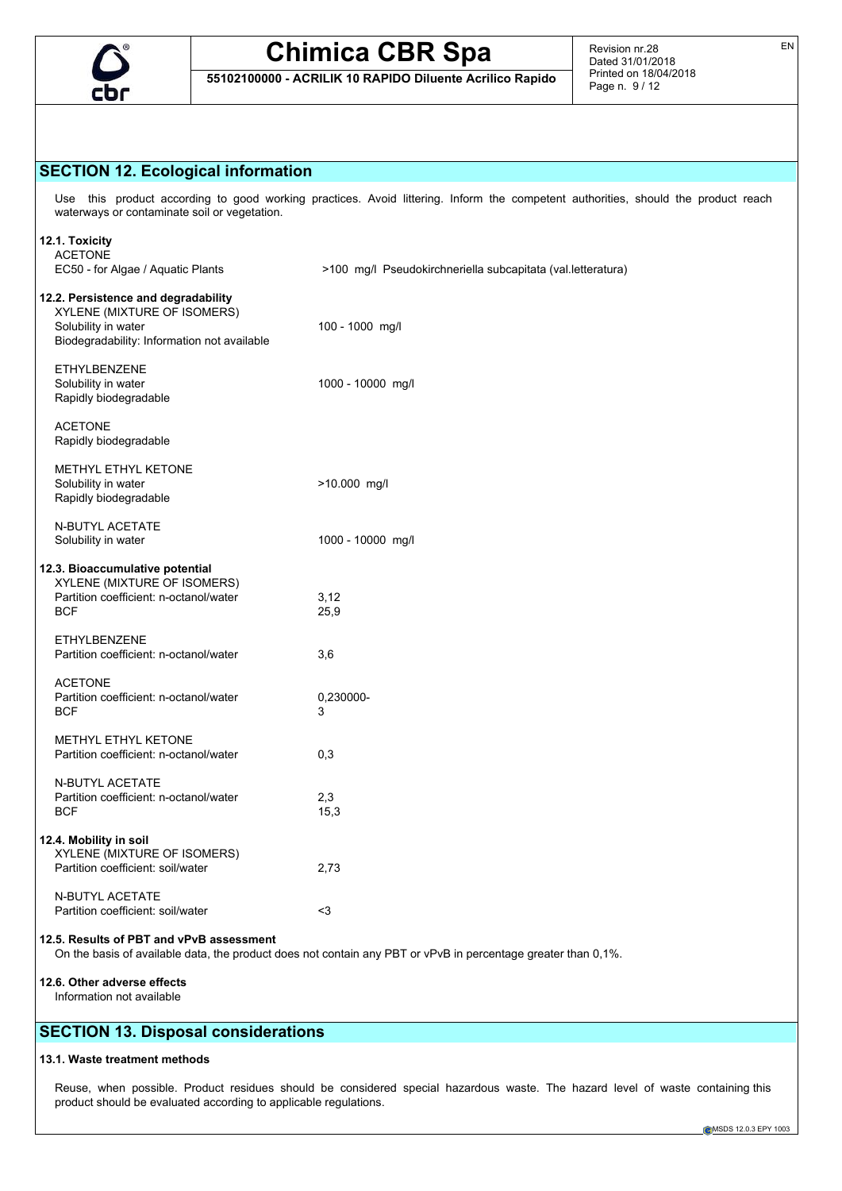## SECTION 12. Ecological information

Use this product according to good working practices. Avoid littering. Inform the competent authorities, should the product reach waterways or contaminate soil or vegetation.

### 12.1. Toxicity

ACETONE

| | |
|---|---|
| EC50 - for Algae / Aquatic Plants | >100 mg/l Pseudokirchneriella subcapitata (val.letteratura) |

### 12.2. Persistence and degradability

XYLENE (MIXTURE OF ISOMERS)

| | |
|---|---|
| Solubility in water | 100 - 1000 mg/l |

Biodegradability: Information not available

ETHYLBENZENE

| | |
|---|---|
| Solubility in water | 1000 - 10000 mg/l |

Rapidly biodegradable

ACETONE

Rapidly biodegradable

METHYL ETHYL KETONE

| | |
|---|---|
| Solubility in water | >10.000 mg/l |

Rapidly biodegradable

N-BUTYL ACETATE

| | |
|---|---|
| Solubility in water | 1000 - 10000 mg/l |

### 12.3. Bioaccumulative potential

XYLENE (MIXTURE OF ISOMERS)

| | |
|---|---|
| Partition coefficient: n-octanol/water | 3,12 |
| BCF | 25,9 |

ETHYLBENZENE

| | |
|---|---|
| Partition coefficient: n-octanol/water | 3,6 |

ACETONE

| | |
|---|---|
| Partition coefficient: n-octanol/water | 0,230000- |
| BCF | 3 |

METHYL ETHYL KETONE

| | |
|---|---|
| Partition coefficient: n-octanol/water | 0,3 |

N-BUTYL ACETATE

| | |
|---|---|
| Partition coefficient: n-octanol/water | 2,3 |
| BCF | 15,3 |

### 12.4. Mobility in soil

XYLENE (MIXTURE OF ISOMERS)

| | |
|---|---|
| Partition coefficient: soil/water | 2,73 |

N-BUTYL ACETATE

| | |
|---|---|
| Partition coefficient: soil/water | <3 |

### 12.5. Results of PBT and vPvB assessment

On the basis of available data, the product does not contain any PBT or vPvB in percentage greater than 0,1%.

### 12.6. Other adverse effects

Information not available

## SECTION 13. Disposal considerations

### 13.1. Waste treatment methods

Reuse, when possible. Product residues should be considered special hazardous waste. The hazard level of waste containing this product should be evaluated according to applicable regulations.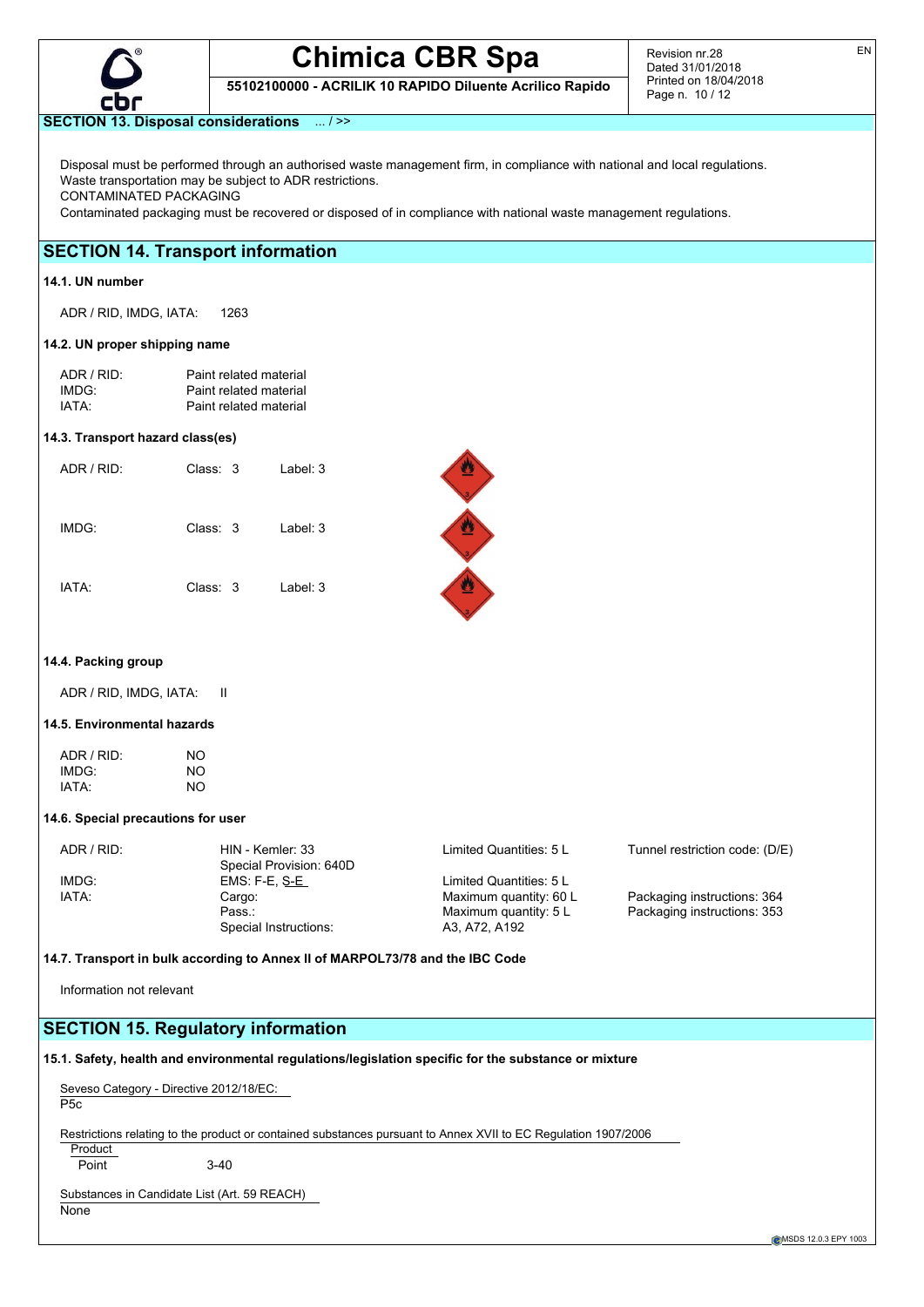## SECTION 13. Disposal considerations ... / >>

Disposal must be performed through an authorised waste management firm, in compliance with national and local regulations.
Waste transportation may be subject to ADR restrictions.
CONTAMINATED PACKAGING
Contaminated packaging must be recovered or disposed of in compliance with national waste management regulations.

## SECTION 14. Transport information

### 14.1. UN number

ADR / RID, IMDG, IATA: 1263

### 14.2. UN proper shipping name

| | |
|---|---|
| ADR / RID: | Paint related material |
| IMDG: | Paint related material |
| IATA: | Paint related material |

### 14.3. Transport hazard class(es)

| | | |
|---|---|---|
| ADR / RID: | Class: 3 | Label: 3 |
| IMDG: | Class: 3 | Label: 3 |
| IATA: | Class: 3 | Label: 3 |

### 14.4. Packing group

ADR / RID, IMDG, IATA: II

### 14.5. Environmental hazards

| | |
|---|---|
| ADR / RID: | NO |
| IMDG: | NO |
| IATA: | NO |

### 14.6. Special precautions for user

| | | | |
|---|---|---|---|
| ADR / RID: | HIN - Kemler: 33 | Limited Quantities: 5 L | Tunnel restriction code: (D/E) |
| | Special Provision: 640D | | |
| IMDG: | EMS: F-E, S-E | Limited Quantities: 5 L | |
| IATA: | Cargo: | Maximum quantity: 60 L | Packaging instructions: 364 |
| | Pass.: | Maximum quantity: 5 L | Packaging instructions: 353 |
| | Special Instructions: | A3, A72, A192 | |

### 14.7. Transport in bulk according to Annex II of MARPOL73/78 and the IBC Code

Information not relevant

## SECTION 15. Regulatory information

### 15.1. Safety, health and environmental regulations/legislation specific for the substance or mixture

Seveso Category - Directive 2012/18/EC:
P5c

Restrictions relating to the product or contained substances pursuant to Annex XVII to EC Regulation 1907/2006

| Product | |
|---|---|
| Point | 3-40 |

Substances in Candidate List (Art. 59 REACH)
None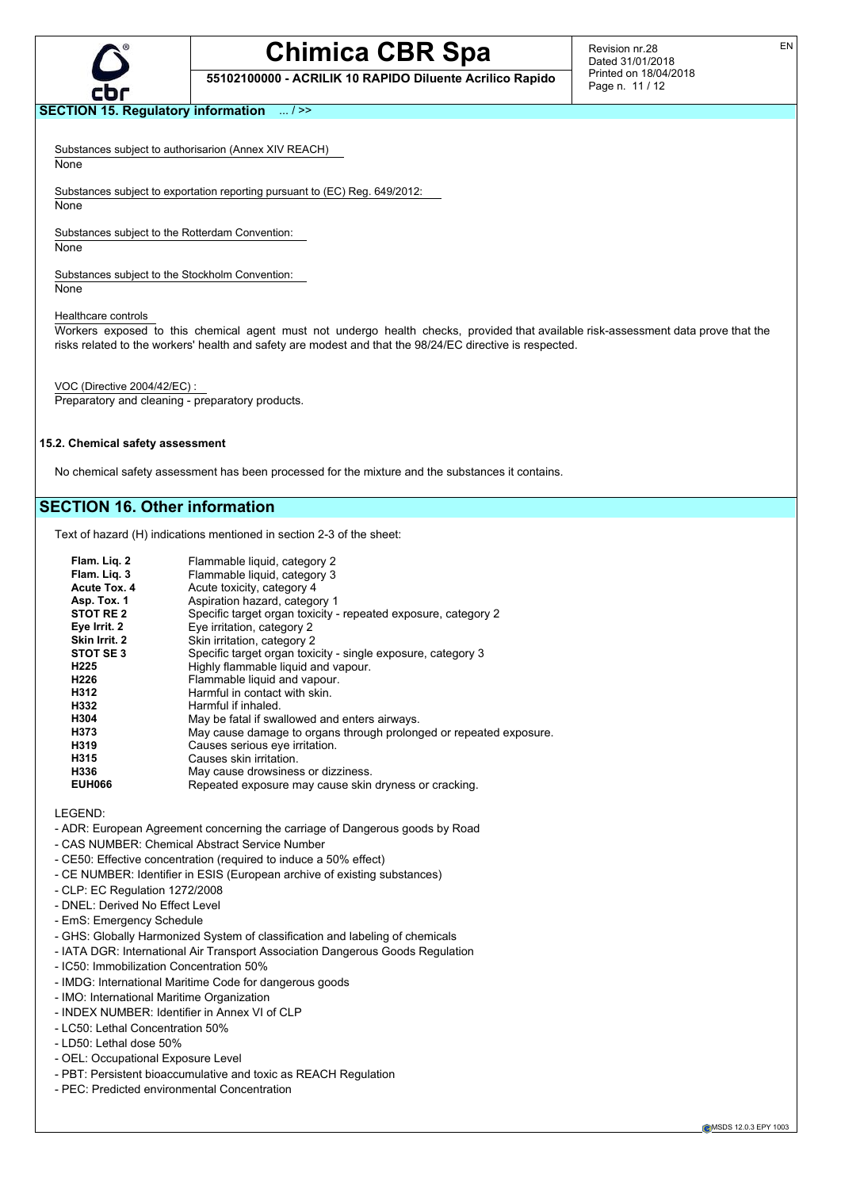## SECTION 15. Regulatory information ... / >>

Substances subject to authorisarion (Annex XIV REACH)

None

Substances subject to exportation reporting pursuant to (EC) Reg. 649/2012:

None

Substances subject to the Rotterdam Convention:

None

Substances subject to the Stockholm Convention:

None

Healthcare controls

Workers exposed to this chemical agent must not undergo health checks, provided that available risk-assessment data prove that the risks related to the workers' health and safety are modest and that the 98/24/EC directive is respected.

VOC (Directive 2004/42/EC) :

Preparatory and cleaning - preparatory products.

### 15.2. Chemical safety assessment

No chemical safety assessment has been processed for the mixture and the substances it contains.

## SECTION 16. Other information

Text of hazard (H) indications mentioned in section 2-3 of the sheet:

| | |
|---|---|
| **Flam. Liq. 2** | Flammable liquid, category 2 |
| **Flam. Liq. 3** | Flammable liquid, category 3 |
| **Acute Tox. 4** | Acute toxicity, category 4 |
| **Asp. Tox. 1** | Aspiration hazard, category 1 |
| **STOT RE 2** | Specific target organ toxicity - repeated exposure, category 2 |
| **Eye Irrit. 2** | Eye irritation, category 2 |
| **Skin Irrit. 2** | Skin irritation, category 2 |
| **STOT SE 3** | Specific target organ toxicity - single exposure, category 3 |
| **H225** | Highly flammable liquid and vapour. |
| **H226** | Flammable liquid and vapour. |
| **H312** | Harmful in contact with skin. |
| **H332** | Harmful if inhaled. |
| **H304** | May be fatal if swallowed and enters airways. |
| **H373** | May cause damage to organs through prolonged or repeated exposure. |
| **H319** | Causes serious eye irritation. |
| **H315** | Causes skin irritation. |
| **H336** | May cause drowsiness or dizziness. |
| **EUH066** | Repeated exposure may cause skin dryness or cracking. |

LEGEND:

- ADR: European Agreement concerning the carriage of Dangerous goods by Road
- CAS NUMBER: Chemical Abstract Service Number
- CE50: Effective concentration (required to induce a 50% effect)
- CE NUMBER: Identifier in ESIS (European archive of existing substances)
- CLP: EC Regulation 1272/2008
- DNEL: Derived No Effect Level
- EmS: Emergency Schedule
- GHS: Globally Harmonized System of classification and labeling of chemicals
- IATA DGR: International Air Transport Association Dangerous Goods Regulation
- IC50: Immobilization Concentration 50%
- IMDG: International Maritime Code for dangerous goods
- IMO: International Maritime Organization
- INDEX NUMBER: Identifier in Annex VI of CLP
- LC50: Lethal Concentration 50%
- LD50: Lethal dose 50%
- OEL: Occupational Exposure Level
- PBT: Persistent bioaccumulative and toxic as REACH Regulation
- PEC: Predicted environmental Concentration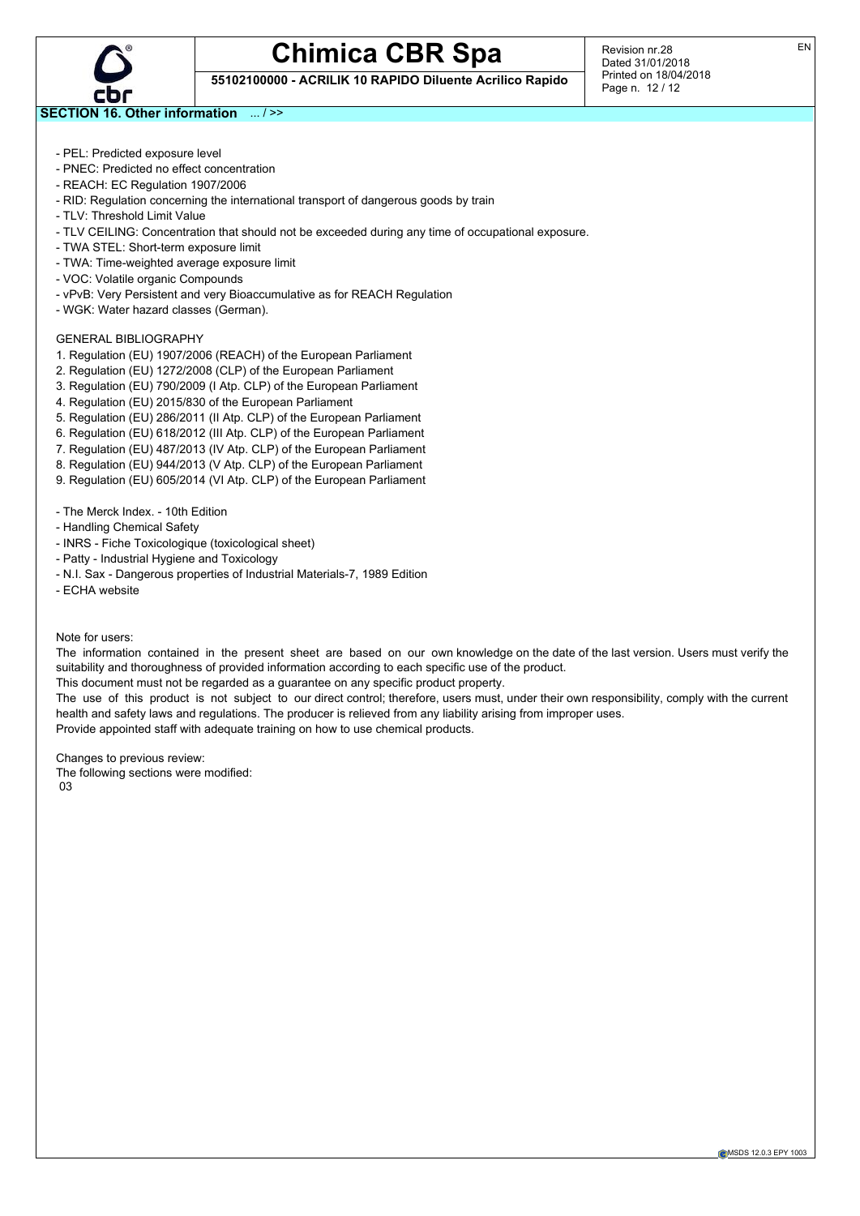## SECTION 16. Other information ... / >>

- PEL: Predicted exposure level
- PNEC: Predicted no effect concentration
- REACH: EC Regulation 1907/2006
- RID: Regulation concerning the international transport of dangerous goods by train
- TLV: Threshold Limit Value
- TLV CEILING: Concentration that should not be exceeded during any time of occupational exposure.
- TWA STEL: Short-term exposure limit
- TWA: Time-weighted average exposure limit
- VOC: Volatile organic Compounds
- vPvB: Very Persistent and very Bioaccumulative as for REACH Regulation
- WGK: Water hazard classes (German).

GENERAL BIBLIOGRAPHY

1. Regulation (EU) 1907/2006 (REACH) of the European Parliament
2. Regulation (EU) 1272/2008 (CLP) of the European Parliament
3. Regulation (EU) 790/2009 (I Atp. CLP) of the European Parliament
4. Regulation (EU) 2015/830 of the European Parliament
5. Regulation (EU) 286/2011 (II Atp. CLP) of the European Parliament
6. Regulation (EU) 618/2012 (III Atp. CLP) of the European Parliament
7. Regulation (EU) 487/2013 (IV Atp. CLP) of the European Parliament
8. Regulation (EU) 944/2013 (V Atp. CLP) of the European Parliament
9. Regulation (EU) 605/2014 (VI Atp. CLP) of the European Parliament

- The Merck Index. - 10th Edition
- Handling Chemical Safety
- INRS - Fiche Toxicologique (toxicological sheet)
- Patty - Industrial Hygiene and Toxicology
- N.I. Sax - Dangerous properties of Industrial Materials-7, 1989 Edition
- ECHA website

Note for users:

The information contained in the present sheet are based on our own knowledge on the date of the last version. Users must verify the suitability and thoroughness of provided information according to each specific use of the product.

This document must not be regarded as a guarantee on any specific product property.

The use of this product is not subject to our direct control; therefore, users must, under their own responsibility, comply with the current health and safety laws and regulations. The producer is relieved from any liability arising from improper uses.

Provide appointed staff with adequate training on how to use chemical products.

Changes to previous review:

The following sections were modified:

03